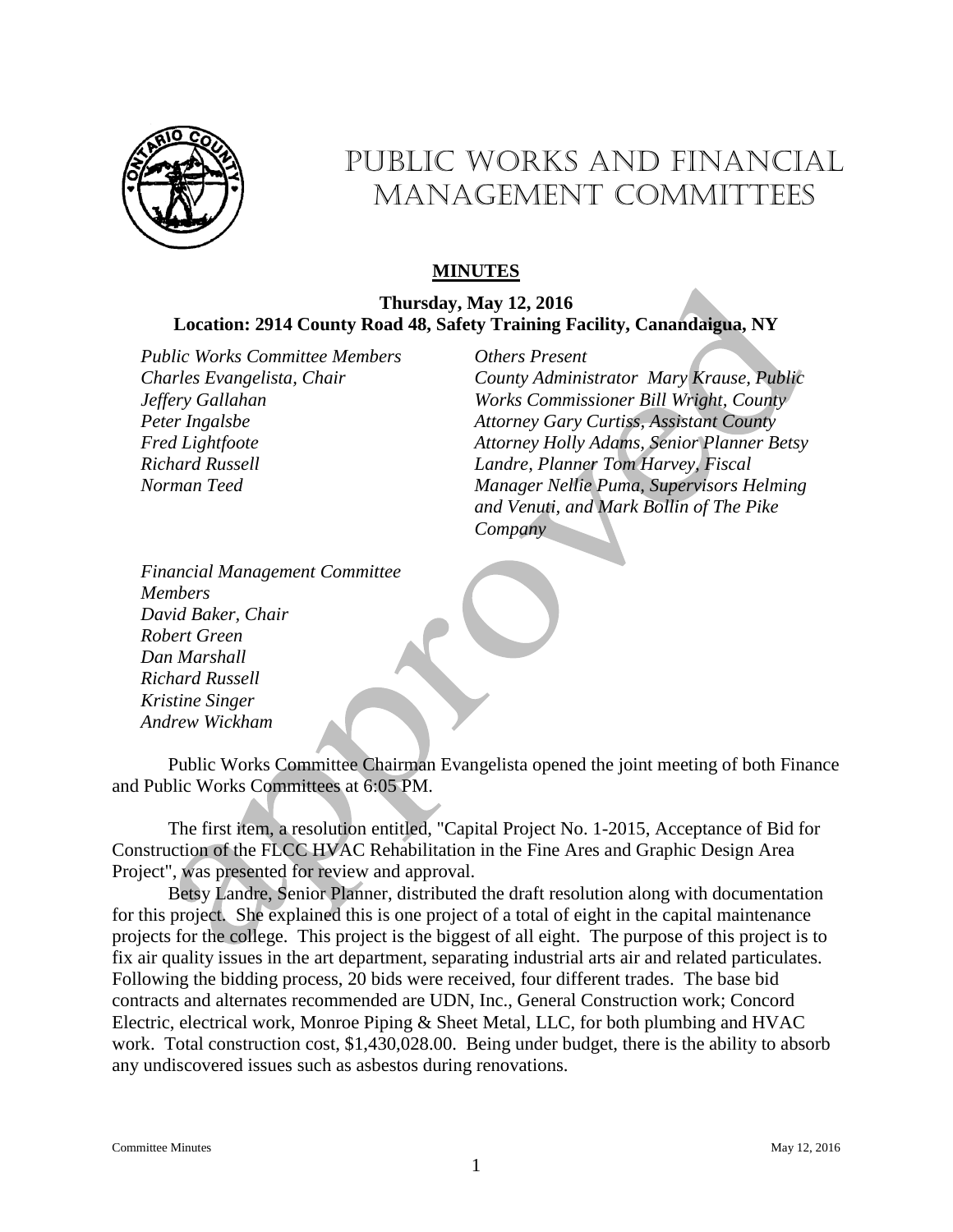# PUBLIC WORKS AND FINANCIAL MANAGEMENT COMMITTEES

## MINUTES

**Thursday, May 12, 2016**
**Location: 2914 County Road 48, Safety Training Facility, Canandaigua, NY**

*Public Works Committee Members*
*Charles Evangelista, Chair*
*Jeffery Gallahan*
*Peter Ingalsbe*
*Fred Lightfoote*
*Richard Russell*
*Norman Teed*

*Others Present*
*County Administrator Mary Krause, Public Works Commissioner Bill Wright, County Attorney Gary Curtiss, Assistant County Attorney Holly Adams, Senior Planner Betsy Landre, Planner Tom Harvey, Fiscal Manager Nellie Puma, Supervisors Helming and Venuti, and Mark Bollin of The Pike Company*

*Financial Management Committee Members*
*David Baker, Chair*
*Robert Green*
*Dan Marshall*
*Richard Russell*
*Kristine Singer*
*Andrew Wickham*

Public Works Committee Chairman Evangelista opened the joint meeting of both Finance and Public Works Committees at 6:05 PM.

The first item, a resolution entitled, "Capital Project No. 1-2015, Acceptance of Bid for Construction of the FLCC HVAC Rehabilitation in the Fine Ares and Graphic Design Area Project", was presented for review and approval.

Betsy Landre, Senior Planner, distributed the draft resolution along with documentation for this project. She explained this is one project of a total of eight in the capital maintenance projects for the college. This project is the biggest of all eight. The purpose of this project is to fix air quality issues in the art department, separating industrial arts air and related particulates. Following the bidding process, 20 bids were received, four different trades. The base bid contracts and alternates recommended are UDN, Inc., General Construction work; Concord Electric, electrical work, Monroe Piping & Sheet Metal, LLC, for both plumbing and HVAC work. Total construction cost, $1,430,028.00. Being under budget, there is the ability to absorb any undiscovered issues such as asbestos during renovations.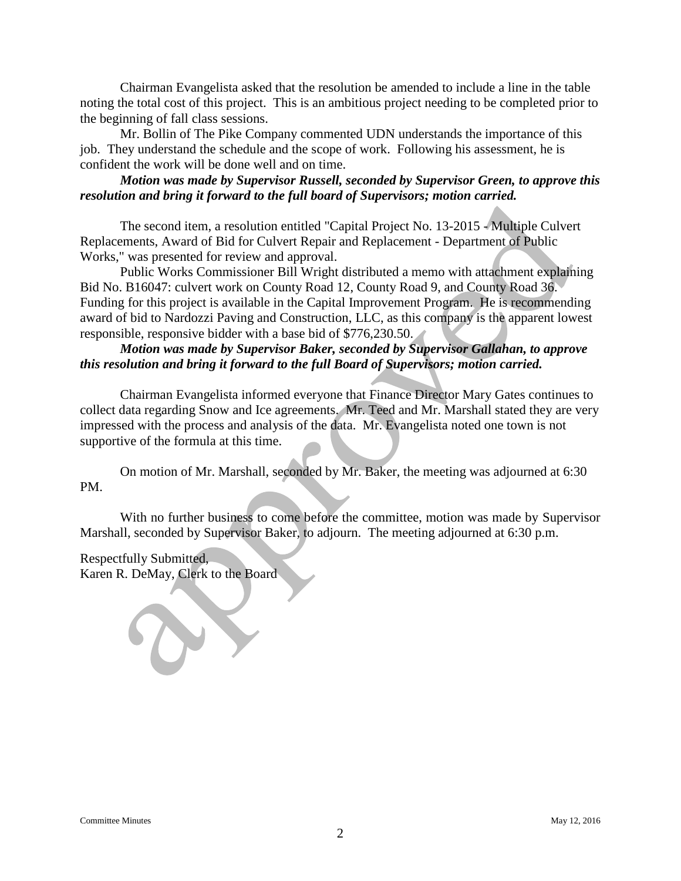Chairman Evangelista asked that the resolution be amended to include a line in the table noting the total cost of this project. This is an ambitious project needing to be completed prior to the beginning of fall class sessions.

Mr. Bollin of The Pike Company commented UDN understands the importance of this job. They understand the schedule and the scope of work. Following his assessment, he is confident the work will be done well and on time.

***Motion was made by Supervisor Russell, seconded by Supervisor Green, to approve this resolution and bring it forward to the full board of Supervisors; motion carried.***

The second item, a resolution entitled "Capital Project No. 13-2015 - Multiple Culvert Replacements, Award of Bid for Culvert Repair and Replacement - Department of Public Works," was presented for review and approval.

Public Works Commissioner Bill Wright distributed a memo with attachment explaining Bid No. B16047: culvert work on County Road 12, County Road 9, and County Road 36. Funding for this project is available in the Capital Improvement Program. He is recommending award of bid to Nardozzi Paving and Construction, LLC, as this company is the apparent lowest responsible, responsive bidder with a base bid of $776,230.50.

***Motion was made by Supervisor Baker, seconded by Supervisor Gallahan, to approve this resolution and bring it forward to the full Board of Supervisors; motion carried.***

Chairman Evangelista informed everyone that Finance Director Mary Gates continues to collect data regarding Snow and Ice agreements. Mr. Teed and Mr. Marshall stated they are very impressed with the process and analysis of the data. Mr. Evangelista noted one town is not supportive of the formula at this time.

On motion of Mr. Marshall, seconded by Mr. Baker, the meeting was adjourned at 6:30 PM.

With no further business to come before the committee, motion was made by Supervisor Marshall, seconded by Supervisor Baker, to adjourn. The meeting adjourned at 6:30 p.m.

Respectfully Submitted,
Karen R. DeMay, Clerk to the Board